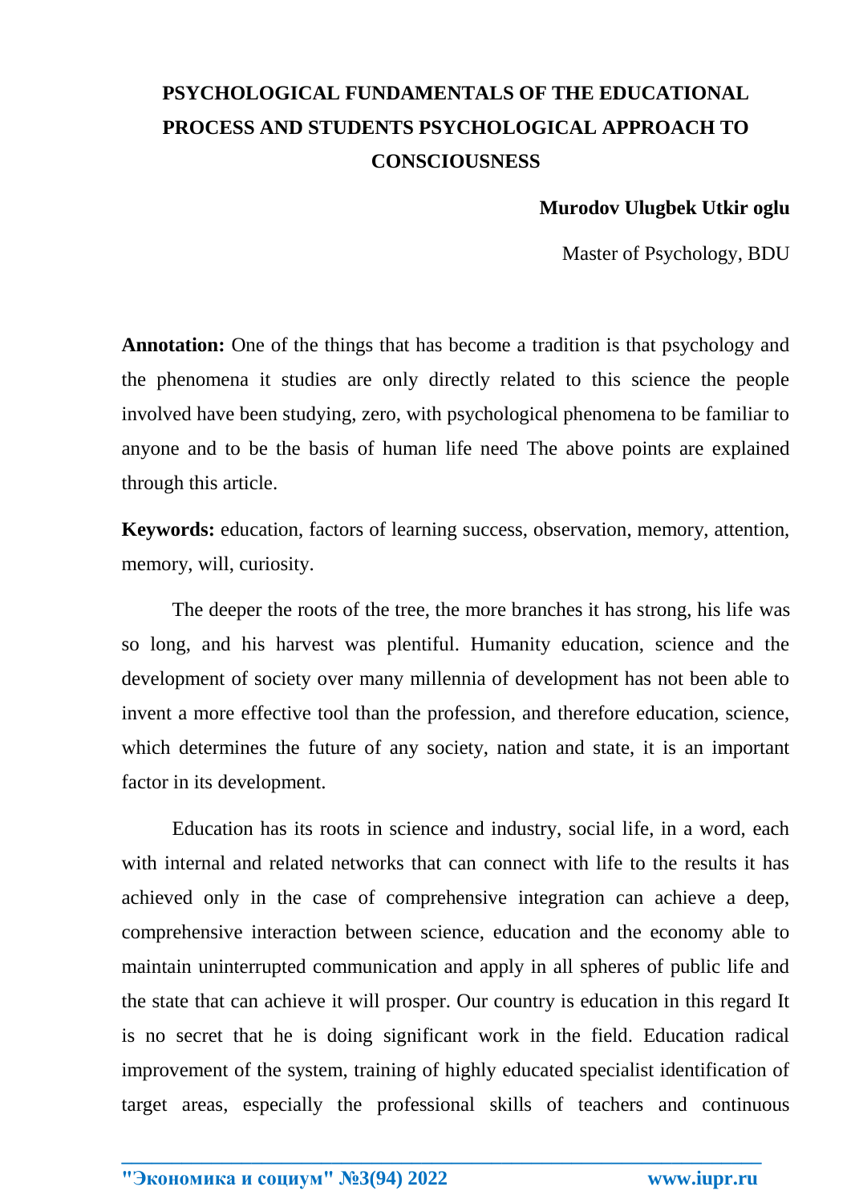# PSYCHOLOGICAL FUNDAMENTALS OF THE EDUCATIONAL PROCESS AND STUDENTS PSYCHOLOGICAL APPROACH TO CONSCIOUSNESS

**Murodov Ulugbek Utkir oglu**

Master of Psychology, BDU

**Annotation:** One of the things that has become a tradition is that psychology and the phenomena it studies are only directly related to this science the people involved have been studying, zero, with psychological phenomena to be familiar to anyone and to be the basis of human life need The above points are explained through this article.

**Keywords:** education, factors of learning success, observation, memory, attention, memory, will, curiosity.

The deeper the roots of the tree, the more branches it has strong, his life was so long, and his harvest was plentiful. Humanity education, science and the development of society over many millennia of development has not been able to invent a more effective tool than the profession, and therefore education, science, which determines the future of any society, nation and state, it is an important factor in its development.

Education has its roots in science and industry, social life, in a word, each with internal and related networks that can connect with life to the results it has achieved only in the case of comprehensive integration can achieve a deep, comprehensive interaction between science, education and the economy able to maintain uninterrupted communication and apply in all spheres of public life and the state that can achieve it will prosper. Our country is education in this regard It is no secret that he is doing significant work in the field. Education radical improvement of the system, training of highly educated specialist identification of target areas, especially the professional skills of teachers and continuous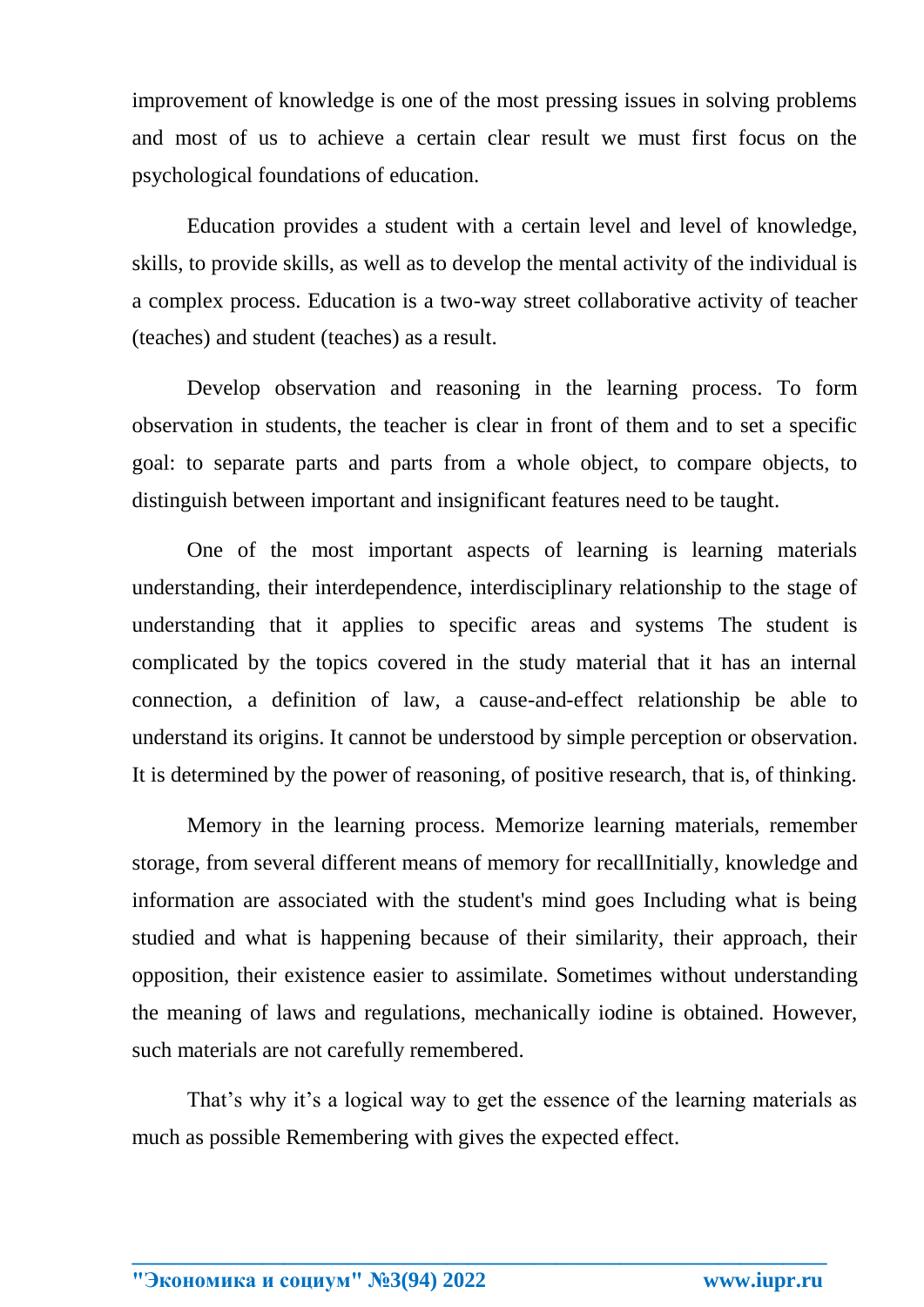improvement of knowledge is one of the most pressing issues in solving problems and most of us to achieve a certain clear result we must first focus on the psychological foundations of education.

Education provides a student with a certain level and level of knowledge, skills, to provide skills, as well as to develop the mental activity of the individual is a complex process. Education is a two-way street collaborative activity of teacher (teaches) and student (teaches) as a result.

Develop observation and reasoning in the learning process. To form observation in students, the teacher is clear in front of them and to set a specific goal: to separate parts and parts from a whole object, to compare objects, to distinguish between important and insignificant features need to be taught.

One of the most important aspects of learning is learning materials understanding, their interdependence, interdisciplinary relationship to the stage of understanding that it applies to specific areas and systems The student is complicated by the topics covered in the study material that it has an internal connection, a definition of law, a cause-and-effect relationship be able to understand its origins. It cannot be understood by simple perception or observation. It is determined by the power of reasoning, of positive research, that is, of thinking.

Memory in the learning process. Memorize learning materials, remember storage, from several different means of memory for recallInitially, knowledge and information are associated with the student's mind goes Including what is being studied and what is happening because of their similarity, their approach, their opposition, their existence easier to assimilate. Sometimes without understanding the meaning of laws and regulations, mechanically iodine is obtained. However, such materials are not carefully remembered.

That's why it's a logical way to get the essence of the learning materials as much as possible Remembering with gives the expected effect.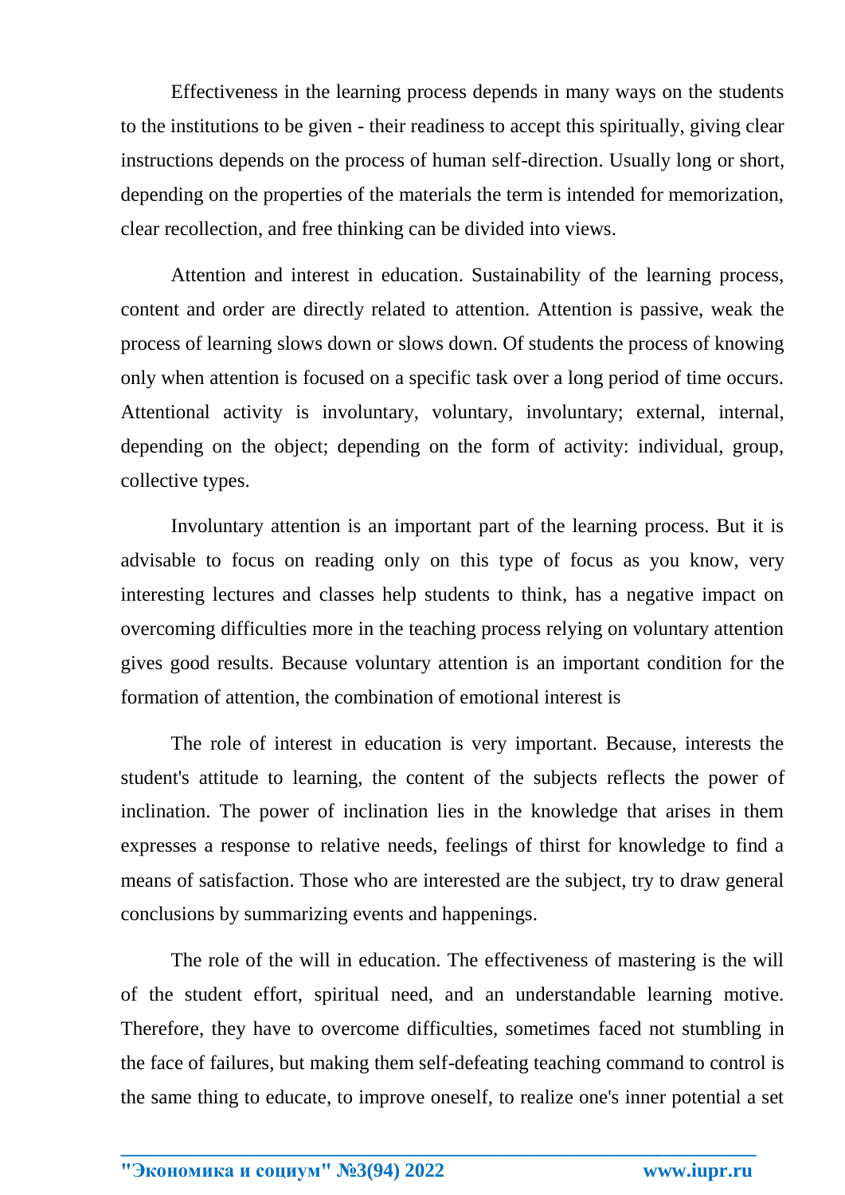Effectiveness in the learning process depends in many ways on the students to the institutions to be given - their readiness to accept this spiritually, giving clear instructions depends on the process of human self-direction. Usually long or short, depending on the properties of the materials the term is intended for memorization, clear recollection, and free thinking can be divided into views.

Attention and interest in education. Sustainability of the learning process, content and order are directly related to attention. Attention is passive, weak the process of learning slows down or slows down. Of students the process of knowing only when attention is focused on a specific task over a long period of time occurs. Attentional activity is involuntary, voluntary, involuntary; external, internal, depending on the object; depending on the form of activity: individual, group, collective types.

Involuntary attention is an important part of the learning process. But it is advisable to focus on reading only on this type of focus as you know, very interesting lectures and classes help students to think, has a negative impact on overcoming difficulties more in the teaching process relying on voluntary attention gives good results. Because voluntary attention is an important condition for the formation of attention, the combination of emotional interest is

The role of interest in education is very important. Because, interests the student's attitude to learning, the content of the subjects reflects the power of inclination. The power of inclination lies in the knowledge that arises in them expresses a response to relative needs, feelings of thirst for knowledge to find a means of satisfaction. Those who are interested are the subject, try to draw general conclusions by summarizing events and happenings.

The role of the will in education. The effectiveness of mastering is the will of the student effort, spiritual need, and an understandable learning motive. Therefore, they have to overcome difficulties, sometimes faced not stumbling in the face of failures, but making them self-defeating teaching command to control is the same thing to educate, to improve oneself, to realize one's inner potential a set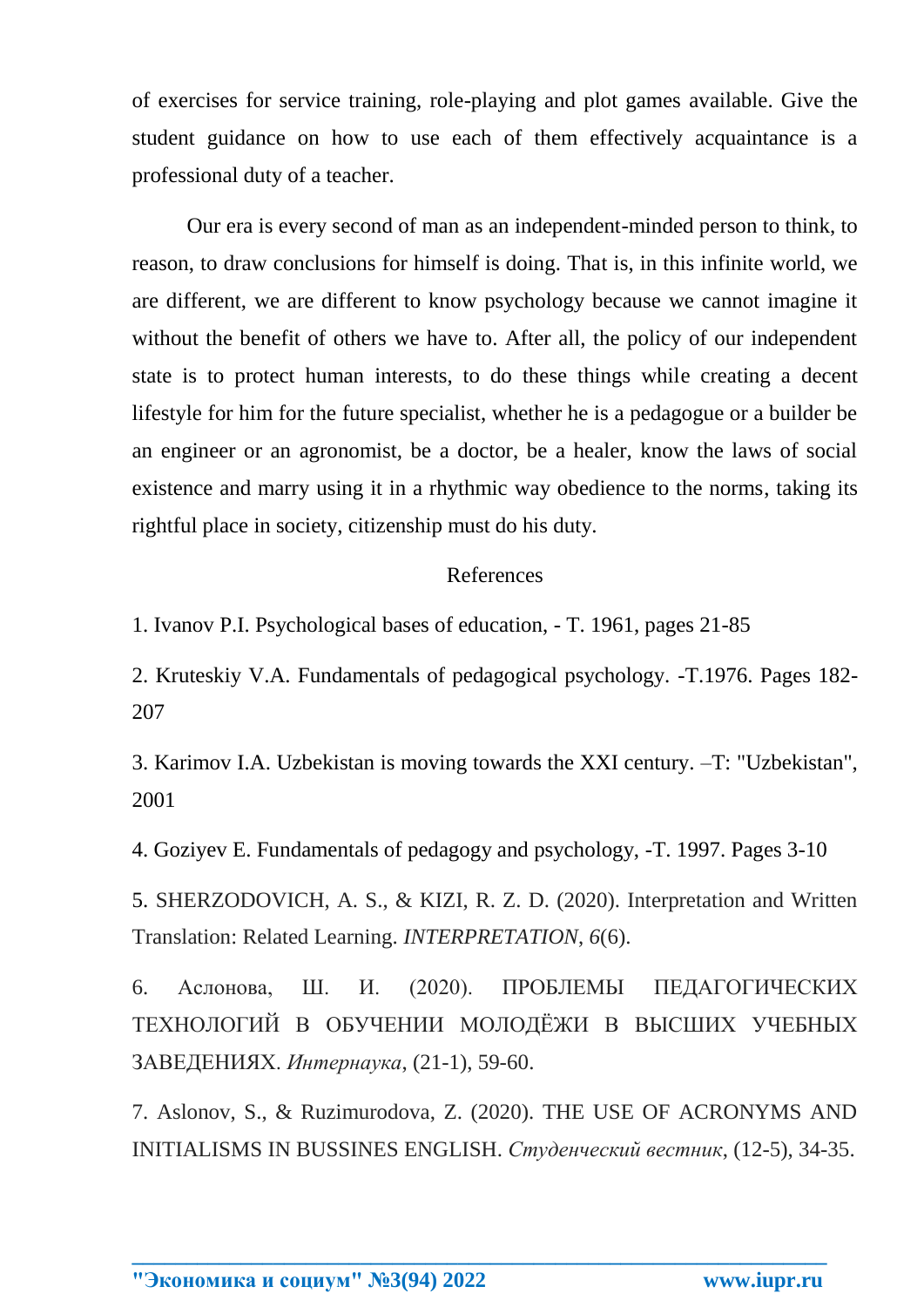of exercises for service training, role-playing and plot games available. Give the student guidance on how to use each of them effectively acquaintance is a professional duty of a teacher.

Our era is every second of man as an independent-minded person to think, to reason, to draw conclusions for himself is doing. That is, in this infinite world, we are different, we are different to know psychology because we cannot imagine it without the benefit of others we have to. After all, the policy of our independent state is to protect human interests, to do these things while creating a decent lifestyle for him for the future specialist, whether he is a pedagogue or a builder be an engineer or an agronomist, be a doctor, be a healer, know the laws of social existence and marry using it in a rhythmic way obedience to the norms, taking its rightful place in society, citizenship must do his duty.

## References

1. Ivanov P.I. Psychological bases of education, - T. 1961, pages 21-85

2. Kruteskiy V.A. Fundamentals of pedagogical psychology. -T.1976. Pages 182-207

3. Karimov I.A. Uzbekistan is moving towards the XXI century. –T: "Uzbekistan", 2001

4. Goziyev E. Fundamentals of pedagogy and psychology, -T. 1997. Pages 3-10

5. SHERZODOVICH, A. S., & KIZI, R. Z. D. (2020). Interpretation and Written Translation: Related Learning. *INTERPRETATION*, *6*(6).

6. Аслонова, Ш. И. (2020). ПРОБЛЕМЫ ПЕДАГОГИЧЕСКИХ ТЕХНОЛОГИЙ В ОБУЧЕНИИ МОЛОДЁЖИ В ВЫСШИХ УЧЕБНЫХ ЗАВЕДЕНИЯХ. *Интернаука*, (21-1), 59-60.

7. Aslonov, S., & Ruzimurodova, Z. (2020). THE USE OF ACRONYMS AND INITIALISMS IN BUSSINES ENGLISH. *Студенческий вестник*, (12-5), 34-35.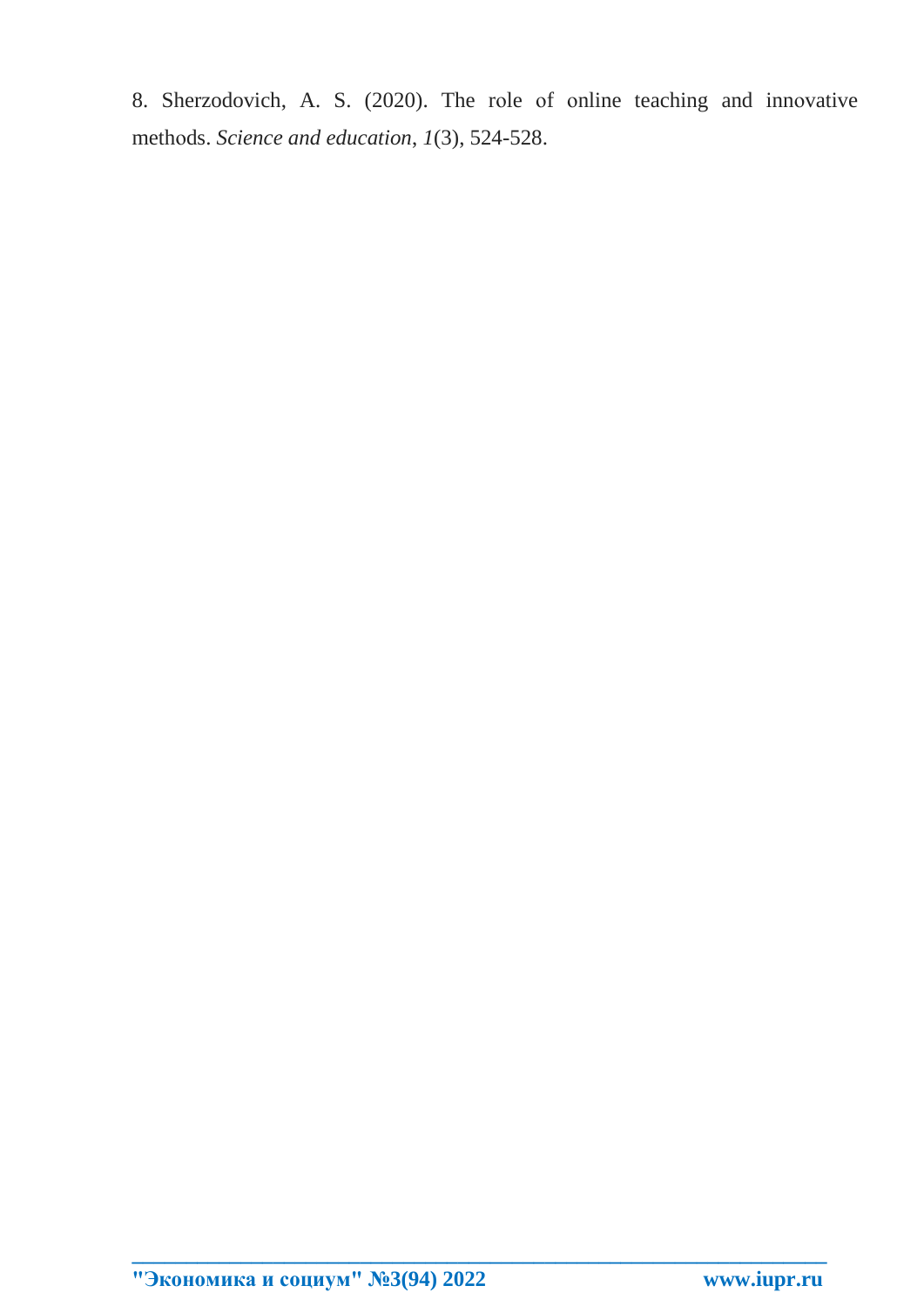8. Sherzodovich, A. S. (2020). The role of online teaching and innovative methods. *Science and education*, *1*(3), 524-528.